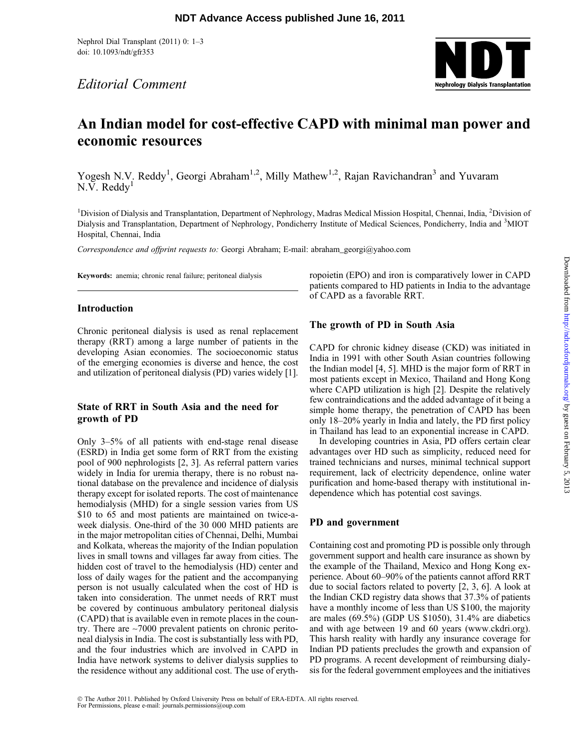*Editorial Comment*

# An Indian model for cost-effective CAPD with minimal man power and economic resources

Yogesh N.V. Reddy[1], Georgi Abraham[1,2], Milly Mathew[1,2], Rajan Ravichandran[3] and Yuvaram N.V. Reddy[1]

[1]Division of Dialysis and Transplantation, Department of Nephrology, Madras Medical Mission Hospital, Chennai, India, [2]Division of Dialysis and Transplantation, Department of Nephrology, Pondicherry Institute of Medical Sciences, Pondicherry, India and [3]MIOT Hospital, Chennai, India

*Correspondence and offprint requests to:* Georgi Abraham; E-mail: abraham_georgi@yahoo.com

**Keywords:** anemia; chronic renal failure; peritoneal dialysis

## Introduction

Chronic peritoneal dialysis is used as renal replacement therapy (RRT) among a large number of patients in the developing Asian economies. The socioeconomic status of the emerging economies is diverse and hence, the cost and utilization of peritoneal dialysis (PD) varies widely [1].

## State of RRT in South Asia and the need for growth of PD

Only 3–5% of all patients with end-stage renal disease (ESRD) in India get some form of RRT from the existing pool of 900 nephrologists [2, 3]. As referral pattern varies widely in India for uremia therapy, there is no robust national database on the prevalence and incidence of dialysis therapy except for isolated reports. The cost of maintenance hemodialysis (MHD) for a single session varies from US $10 to 65 and most patients are maintained on twice-a-week dialysis. One-third of the 30 000 MHD patients are in the major metropolitan cities of Chennai, Delhi, Mumbai and Kolkata, whereas the majority of the Indian population lives in small towns and villages far away from cities. The hidden cost of travel to the hemodialysis (HD) center and loss of daily wages for the patient and the accompanying person is not usually calculated when the cost of HD is taken into consideration. The unmet needs of RRT must be covered by continuous ambulatory peritoneal dialysis (CAPD) that is available even in remote places in the country. There are ~7000 prevalent patients on chronic peritoneal dialysis in India. The cost is substantially less with PD, and the four industries which are involved in CAPD in India have network systems to deliver dialysis supplies to the residence without any additional cost. The use of erythropoietin (EPO) and iron is comparatively lower in CAPD patients compared to HD patients in India to the advantage of CAPD as a favorable RRT.

## The growth of PD in South Asia

CAPD for chronic kidney disease (CKD) was initiated in India in 1991 with other South Asian countries following the Indian model [4, 5]. MHD is the major form of RRT in most patients except in Mexico, Thailand and Hong Kong where CAPD utilization is high [2]. Despite the relatively few contraindications and the added advantage of it being a simple home therapy, the penetration of CAPD has been only 18–20% yearly in India and lately, the PD first policy in Thailand has lead to an exponential increase in CAPD.

In developing countries in Asia, PD offers certain clear advantages over HD such as simplicity, reduced need for trained technicians and nurses, minimal technical support requirement, lack of electricity dependence, online water purification and home-based therapy with institutional independence which has potential cost savings.

## PD and government

Containing cost and promoting PD is possible only through government support and health care insurance as shown by the example of the Thailand, Mexico and Hong Kong experience. About 60–90% of the patients cannot afford RRT due to social factors related to poverty [2, 3, 6]. A look at the Indian CKD registry data shows that 37.3% of patients have a monthly income of less than US $100, the majority are males (69.5%) (GDP US $1050), 31.4% are diabetics and with age between 19 and 60 years (www.ckdri.org). This harsh reality with hardly any insurance coverage for Indian PD patients precludes the growth and expansion of PD programs. A recent development of reimbursing dialysis for the federal government employees and the initiatives

© The Author 2011. Published by Oxford University Press on behalf of ERA-EDTA. All rights reserved.
For Permissions, please e-mail: journals.permissions@oup.com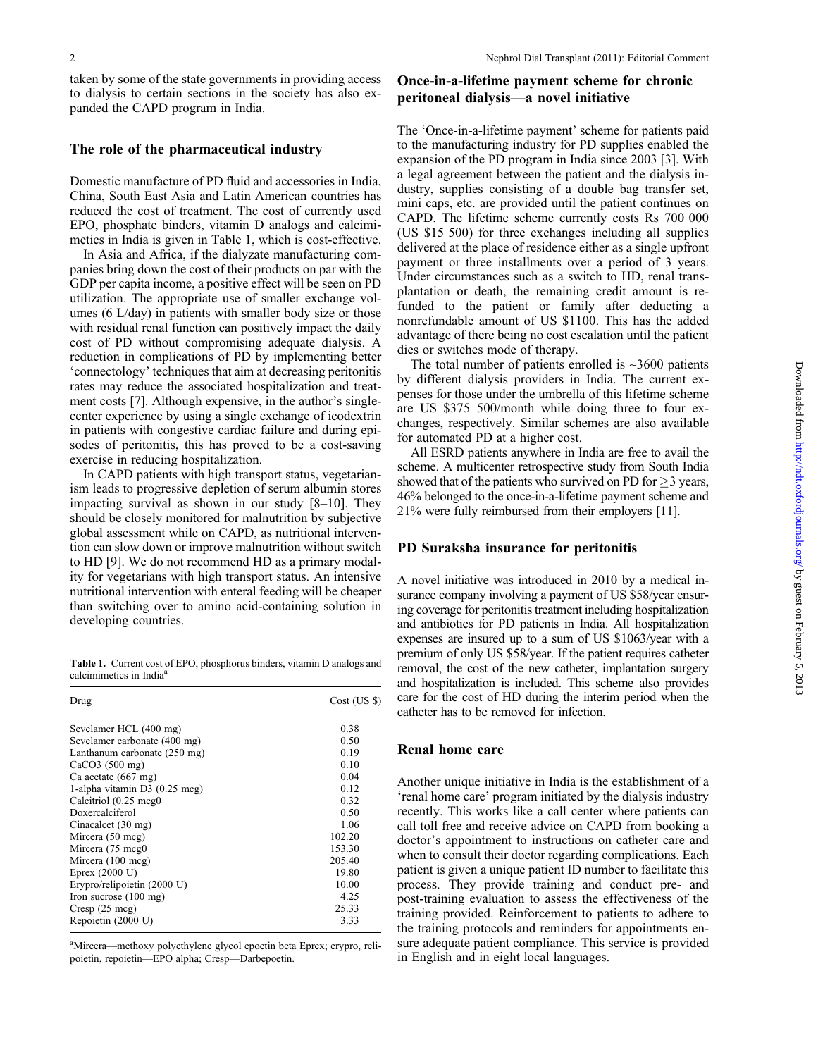taken by some of the state governments in providing access to dialysis to certain sections in the society has also expanded the CAPD program in India.

## The role of the pharmaceutical industry

Domestic manufacture of PD fluid and accessories in India, China, South East Asia and Latin American countries has reduced the cost of treatment. The cost of currently used EPO, phosphate binders, vitamin D analogs and calcimimetics in India is given in Table 1, which is cost-effective.

In Asia and Africa, if the dialyzate manufacturing companies bring down the cost of their products on par with the GDP per capita income, a positive effect will be seen on PD utilization. The appropriate use of smaller exchange volumes (6 L/day) in patients with smaller body size or those with residual renal function can positively impact the daily cost of PD without compromising adequate dialysis. A reduction in complications of PD by implementing better 'connectology' techniques that aim at decreasing peritonitis rates may reduce the associated hospitalization and treatment costs [7]. Although expensive, in the author's single-center experience by using a single exchange of icodextrin in patients with congestive cardiac failure and during episodes of peritonitis, this has proved to be a cost-saving exercise in reducing hospitalization.

In CAPD patients with high transport status, vegetarianism leads to progressive depletion of serum albumin stores impacting survival as shown in our study [8–10]. They should be closely monitored for malnutrition by subjective global assessment while on CAPD, as nutritional intervention can slow down or improve malnutrition without switch to HD [9]. We do not recommend HD as a primary modality for vegetarians with high transport status. An intensive nutritional intervention with enteral feeding will be cheaper than switching over to amino acid-containing solution in developing countries.

**Table 1.** Current cost of EPO, phosphorus binders, vitamin D analogs and calcimimetics in India[a]

| Drug | Cost (US $) |
|---|---|
| Sevelamer HCL (400 mg) | 0.38 |
| Sevelamer carbonate (400 mg) | 0.50 |
| Lanthanum carbonate (250 mg) | 0.19 |
| CaCO3 (500 mg) | 0.10 |
| Ca acetate (667 mg) | 0.04 |
| 1-alpha vitamin D3 (0.25 mcg) | 0.12 |
| Calcitriol (0.25 mcg0 | 0.32 |
| Doxercalciferol | 0.50 |
| Cinacalcet (30 mg) | 1.06 |
| Mircera (50 mcg) | 102.20 |
| Mircera (75 mcg0 | 153.30 |
| Mircera (100 mcg) | 205.40 |
| Eprex (2000 U) | 19.80 |
| Erypro/relipoietin (2000 U) | 10.00 |
| Iron sucrose (100 mg) | 4.25 |
| Cresp (25 mcg) | 25.33 |
| Repoietin (2000 U) | 3.33 |

[a]Mircera—methoxy polyethylene glycol epoetin beta Eprex; erypro, relipoietin, repoietin—EPO alpha; Cresp—Darbepoetin.

## Once-in-a-lifetime payment scheme for chronic peritoneal dialysis—a novel initiative

The 'Once-in-a-lifetime payment' scheme for patients paid to the manufacturing industry for PD supplies enabled the expansion of the PD program in India since 2003 [3]. With a legal agreement between the patient and the dialysis industry, supplies consisting of a double bag transfer set, mini caps, etc. are provided until the patient continues on CAPD. The lifetime scheme currently costs Rs 700 000 (US $15 500) for three exchanges including all supplies delivered at the place of residence either as a single upfront payment or three installments over a period of 3 years. Under circumstances such as a switch to HD, renal transplantation or death, the remaining credit amount is refunded to the patient or family after deducting a nonrefundable amount of US $1100. This has the added advantage of there being no cost escalation until the patient dies or switches mode of therapy.

The total number of patients enrolled is ~3600 patients by different dialysis providers in India. The current expenses for those under the umbrella of this lifetime scheme are US $375–500/month while doing three to four exchanges, respectively. Similar schemes are also available for automated PD at a higher cost.

All ESRD patients anywhere in India are free to avail the scheme. A multicenter retrospective study from South India showed that of the patients who survived on PD for ≥3 years, 46% belonged to the once-in-a-lifetime payment scheme and 21% were fully reimbursed from their employers [11].

## PD Suraksha insurance for peritonitis

A novel initiative was introduced in 2010 by a medical insurance company involving a payment of US $58/year ensuring coverage for peritonitis treatment including hospitalization and antibiotics for PD patients in India. All hospitalization expenses are insured up to a sum of US $1063/year with a premium of only US $58/year. If the patient requires catheter removal, the cost of the new catheter, implantation surgery and hospitalization is included. This scheme also provides care for the cost of HD during the interim period when the catheter has to be removed for infection.

## Renal home care

Another unique initiative in India is the establishment of a 'renal home care' program initiated by the dialysis industry recently. This works like a call center where patients can call toll free and receive advice on CAPD from booking a doctor's appointment to instructions on catheter care and when to consult their doctor regarding complications. Each patient is given a unique patient ID number to facilitate this process. They provide training and conduct pre- and post-training evaluation to assess the effectiveness of the training provided. Reinforcement to patients to adhere to the training protocols and reminders for appointments ensure adequate patient compliance. This service is provided in English and in eight local languages.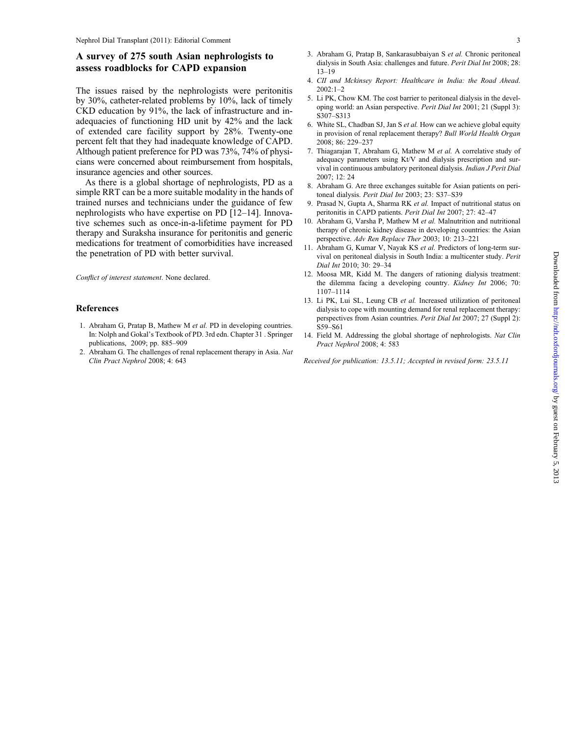## A survey of 275 south Asian nephrologists to assess roadblocks for CAPD expansion

The issues raised by the nephrologists were peritonitis by 30%, catheter-related problems by 10%, lack of timely CKD education by 91%, the lack of infrastructure and inadequacies of functioning HD unit by 42% and the lack of extended care facility support by 28%. Twenty-one percent felt that they had inadequate knowledge of CAPD. Although patient preference for PD was 73%, 74% of physicians were concerned about reimbursement from hospitals, insurance agencies and other sources.

As there is a global shortage of nephrologists, PD as a simple RRT can be a more suitable modality in the hands of trained nurses and technicians under the guidance of few nephrologists who have expertise on PD [12–14]. Innovative schemes such as once-in-a-lifetime payment for PD therapy and Suraksha insurance for peritonitis and generic medications for treatment of comorbidities have increased the penetration of PD with better survival.

*Conflict of interest statement*. None declared.

## References

1. Abraham G, Pratap B, Mathew M *et al.* PD in developing countries. In: Nolph and Gokal's Textbook of PD. 3rd edn. Chapter 31 . Springer publications, 2009; pp. 885–909
2. Abraham G. The challenges of renal replacement therapy in Asia. *Nat Clin Pract Nephrol* 2008; 4: 643
3. Abraham G, Pratap B, Sankarasubbaiyan S *et al.* Chronic peritoneal dialysis in South Asia: challenges and future. *Perit Dial Int* 2008; 28: 13–19
4. *CII and Mckinsey Report: Healthcare in India: the Road Ahead.* 2002:1–2
5. Li PK, Chow KM. The cost barrier to peritoneal dialysis in the developing world: an Asian perspective. *Perit Dial Int* 2001; 21 (Suppl 3): S307–S313
6. White SL, Chadban SJ, Jan S *et al.* How can we achieve global equity in provision of renal replacement therapy? *Bull World Health Organ* 2008; 86: 229–237
7. Thiagarajan T, Abraham G, Mathew M *et al.* A correlative study of adequacy parameters using Kt/V and dialysis prescription and survival in continuous ambulatory peritoneal dialysis. *Indian J Perit Dial* 2007; 12: 24
8. Abraham G. Are three exchanges suitable for Asian patients on peritoneal dialysis. *Perit Dial Int* 2003; 23: S37–S39
9. Prasad N, Gupta A, Sharma RK *et al.* Impact of nutritional status on peritonitis in CAPD patients. *Perit Dial Int* 2007; 27: 42–47
10. Abraham G, Varsha P, Mathew M *et al.* Malnutrition and nutritional therapy of chronic kidney disease in developing countries: the Asian perspective. *Adv Ren Replace Ther* 2003; 10: 213–221
11. Abraham G, Kumar V, Nayak KS *et al.* Predictors of long-term survival on peritoneal dialysis in South India: a multicenter study. *Perit Dial Int* 2010; 30: 29–34
12. Moosa MR, Kidd M. The dangers of rationing dialysis treatment: the dilemma facing a developing country. *Kidney Int* 2006; 70: 1107–1114
13. Li PK, Lui SL, Leung CB *et al.* Increased utilization of peritoneal dialysis to cope with mounting demand for renal replacement therapy: perspectives from Asian countries. *Perit Dial Int* 2007; 27 (Suppl 2): S59–S61
14. Field M. Addressing the global shortage of nephrologists. *Nat Clin Pract Nephrol* 2008; 4: 583

*Received for publication: 13.5.11; Accepted in revised form: 23.5.11*